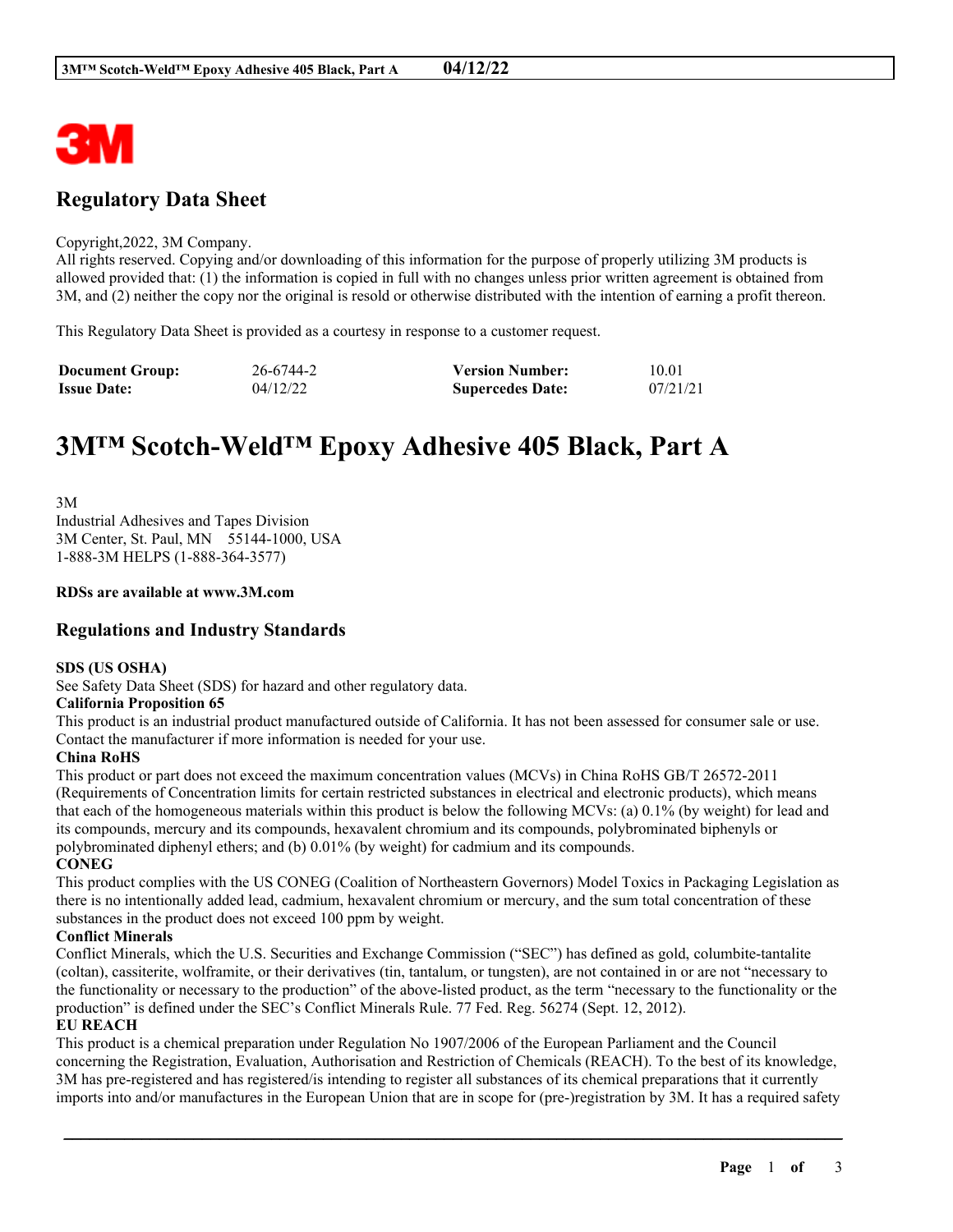# Regulatory Data Sheet

Copyright,2022, 3M Company.
All rights reserved. Copying and/or downloading of this information for the purpose of properly utilizing 3M products is allowed provided that: (1) the information is copied in full with no changes unless prior written agreement is obtained from 3M, and (2) neither the copy nor the original is resold or otherwise distributed with the intention of earning a profit thereon.

This Regulatory Data Sheet is provided as a courtesy in response to a customer request.

| **Document Group:** | 26-6744-2 | **Version Number:** | 10.01 |
|---|---|---|---|
| **Issue Date:** | 04/12/22 | **Supercedes Date:** | 07/21/21 |

# 3M™ Scotch-Weld™ Epoxy Adhesive 405 Black, Part A

3M
Industrial Adhesives and Tapes Division
3M Center, St. Paul, MN 55144-1000, USA
1-888-3M HELPS (1-888-364-3577)

**RDSs are available at www.3M.com**

## Regulations and Industry Standards

**SDS (US OSHA)**
See Safety Data Sheet (SDS) for hazard and other regulatory data.

**California Proposition 65**
This product is an industrial product manufactured outside of California. It has not been assessed for consumer sale or use. Contact the manufacturer if more information is needed for your use.

**China RoHS**
This product or part does not exceed the maximum concentration values (MCVs) in China RoHS GB/T 26572-2011 (Requirements of Concentration limits for certain restricted substances in electrical and electronic products), which means that each of the homogeneous materials within this product is below the following MCVs: (a) 0.1% (by weight) for lead and its compounds, mercury and its compounds, hexavalent chromium and its compounds, polybrominated biphenyls or polybrominated diphenyl ethers; and (b) 0.01% (by weight) for cadmium and its compounds.

**CONEG**
This product complies with the US CONEG (Coalition of Northeastern Governors) Model Toxics in Packaging Legislation as there is no intentionally added lead, cadmium, hexavalent chromium or mercury, and the sum total concentration of these substances in the product does not exceed 100 ppm by weight.

**Conflict Minerals**
Conflict Minerals, which the U.S. Securities and Exchange Commission ("SEC") has defined as gold, columbite-tantalite (coltan), cassiterite, wolframite, or their derivatives (tin, tantalum, or tungsten), are not contained in or are not "necessary to the functionality or necessary to the production" of the above-listed product, as the term "necessary to the functionality or the production" is defined under the SEC's Conflict Minerals Rule. 77 Fed. Reg. 56274 (Sept. 12, 2012).

**EU REACH**
This product is a chemical preparation under Regulation No 1907/2006 of the European Parliament and the Council concerning the Registration, Evaluation, Authorisation and Restriction of Chemicals (REACH). To the best of its knowledge, 3M has pre-registered and has registered/is intending to register all substances of its chemical preparations that it currently imports into and/or manufactures in the European Union that are in scope for (pre-)registration by 3M. It has a required safety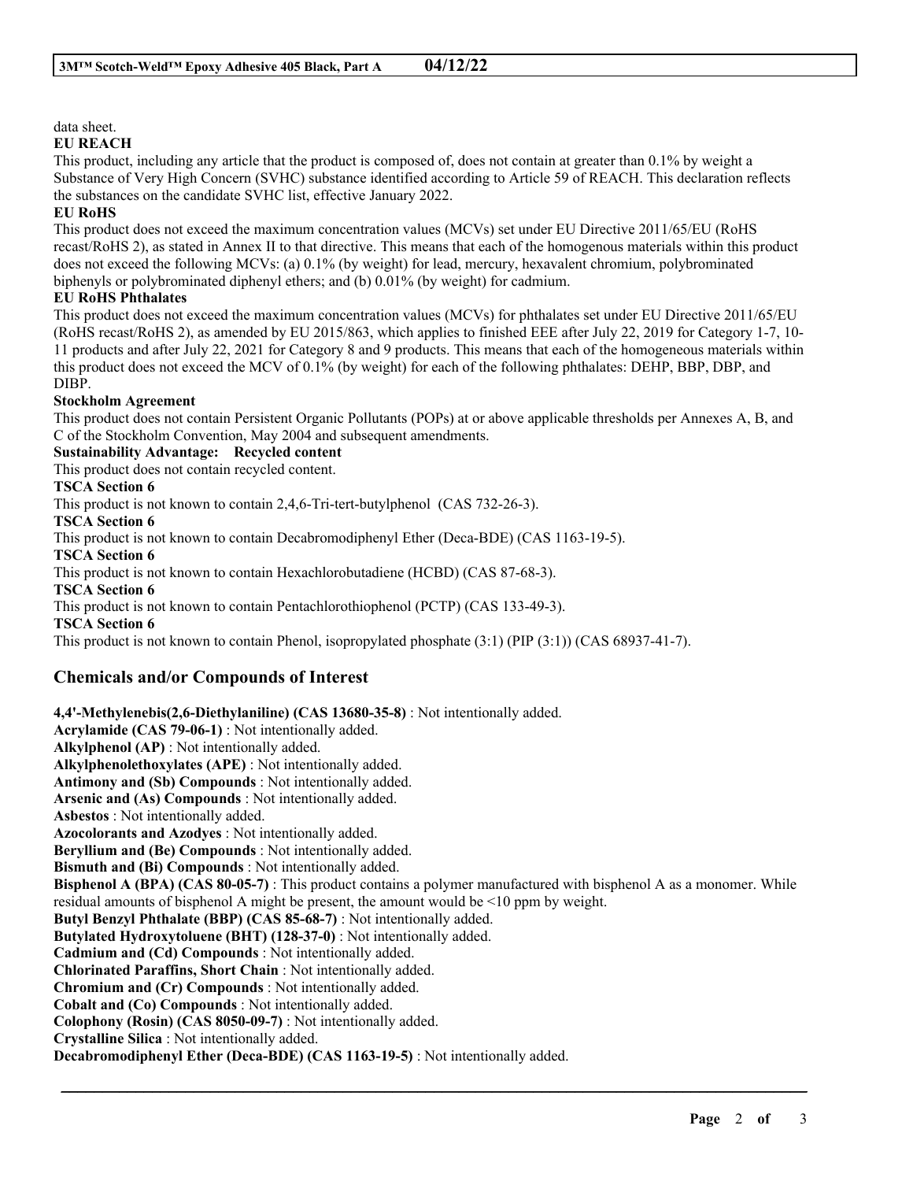data sheet.

**EU REACH**

This product, including any article that the product is composed of, does not contain at greater than 0.1% by weight a Substance of Very High Concern (SVHC) substance identified according to Article 59 of REACH. This declaration reflects the substances on the candidate SVHC list, effective January 2022.

**EU RoHS**

This product does not exceed the maximum concentration values (MCVs) set under EU Directive 2011/65/EU (RoHS recast/RoHS 2), as stated in Annex II to that directive. This means that each of the homogenous materials within this product does not exceed the following MCVs: (a) 0.1% (by weight) for lead, mercury, hexavalent chromium, polybrominated biphenyls or polybrominated diphenyl ethers; and (b) 0.01% (by weight) for cadmium.

**EU RoHS Phthalates**

This product does not exceed the maximum concentration values (MCVs) for phthalates set under EU Directive 2011/65/EU (RoHS recast/RoHS 2), as amended by EU 2015/863, which applies to finished EEE after July 22, 2019 for Category 1-7, 10-11 products and after July 22, 2021 for Category 8 and 9 products. This means that each of the homogeneous materials within this product does not exceed the MCV of 0.1% (by weight) for each of the following phthalates: DEHP, BBP, DBP, and DIBP.

**Stockholm Agreement**

This product does not contain Persistent Organic Pollutants (POPs) at or above applicable thresholds per Annexes A, B, and C of the Stockholm Convention, May 2004 and subsequent amendments.

**Sustainability Advantage: Recycled content**

This product does not contain recycled content.

**TSCA Section 6**

This product is not known to contain 2,4,6-Tri-tert-butylphenol (CAS 732-26-3).

**TSCA Section 6**

This product is not known to contain Decabromodiphenyl Ether (Deca-BDE) (CAS 1163-19-5).

**TSCA Section 6**

This product is not known to contain Hexachlorobutadiene (HCBD) (CAS 87-68-3).

**TSCA Section 6**

This product is not known to contain Pentachlorothiophenol (PCTP) (CAS 133-49-3).

**TSCA Section 6**

This product is not known to contain Phenol, isopropylated phosphate (3:1) (PIP (3:1)) (CAS 68937-41-7).

## Chemicals and/or Compounds of Interest

**4,4'-Methylenebis(2,6-Diethylaniline) (CAS 13680-35-8)** : Not intentionally added.
**Acrylamide (CAS 79-06-1)** : Not intentionally added.
**Alkylphenol (AP)** : Not intentionally added.
**Alkylphenolethoxylates (APE)** : Not intentionally added.
**Antimony and (Sb) Compounds** : Not intentionally added.
**Arsenic and (As) Compounds** : Not intentionally added.
**Asbestos** : Not intentionally added.
**Azocolorants and Azodyes** : Not intentionally added.
**Beryllium and (Be) Compounds** : Not intentionally added.
**Bismuth and (Bi) Compounds** : Not intentionally added.
**Bisphenol A (BPA) (CAS 80-05-7)** : This product contains a polymer manufactured with bisphenol A as a monomer. While residual amounts of bisphenol A might be present, the amount would be <10 ppm by weight.
**Butyl Benzyl Phthalate (BBP) (CAS 85-68-7)** : Not intentionally added.
**Butylated Hydroxytoluene (BHT) (128-37-0)** : Not intentionally added.
**Cadmium and (Cd) Compounds** : Not intentionally added.
**Chlorinated Paraffins, Short Chain** : Not intentionally added.
**Chromium and (Cr) Compounds** : Not intentionally added.
**Cobalt and (Co) Compounds** : Not intentionally added.
**Colophony (Rosin) (CAS 8050-09-7)** : Not intentionally added.
**Crystalline Silica** : Not intentionally added.
**Decabromodiphenyl Ether (Deca-BDE) (CAS 1163-19-5)** : Not intentionally added.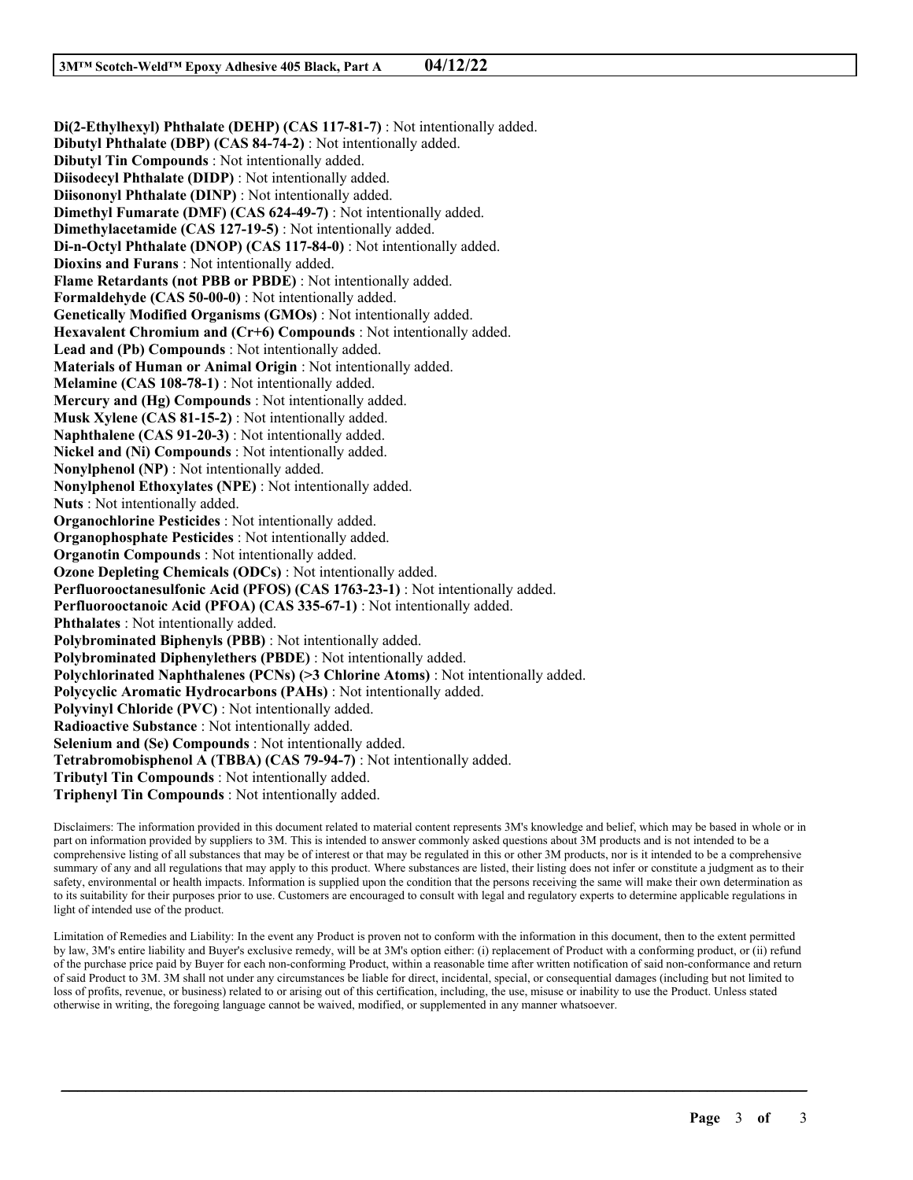**Di(2-Ethylhexyl) Phthalate (DEHP) (CAS 117-81-7)** : Not intentionally added.
**Dibutyl Phthalate (DBP) (CAS 84-74-2)** : Not intentionally added.
**Dibutyl Tin Compounds** : Not intentionally added.
**Diisodecyl Phthalate (DIDP)** : Not intentionally added.
**Diisononyl Phthalate (DINP)** : Not intentionally added.
**Dimethyl Fumarate (DMF) (CAS 624-49-7)** : Not intentionally added.
**Dimethylacetamide (CAS 127-19-5)** : Not intentionally added.
**Di-n-Octyl Phthalate (DNOP) (CAS 117-84-0)** : Not intentionally added.
**Dioxins and Furans** : Not intentionally added.
**Flame Retardants (not PBB or PBDE)** : Not intentionally added.
**Formaldehyde (CAS 50-00-0)** : Not intentionally added.
**Genetically Modified Organisms (GMOs)** : Not intentionally added.
**Hexavalent Chromium and (Cr+6) Compounds** : Not intentionally added.
**Lead and (Pb) Compounds** : Not intentionally added.
**Materials of Human or Animal Origin** : Not intentionally added.
**Melamine (CAS 108-78-1)** : Not intentionally added.
**Mercury and (Hg) Compounds** : Not intentionally added.
**Musk Xylene (CAS 81-15-2)** : Not intentionally added.
**Naphthalene (CAS 91-20-3)** : Not intentionally added.
**Nickel and (Ni) Compounds** : Not intentionally added.
**Nonylphenol (NP)** : Not intentionally added.
**Nonylphenol Ethoxylates (NPE)** : Not intentionally added.
**Nuts** : Not intentionally added.
**Organochlorine Pesticides** : Not intentionally added.
**Organophosphate Pesticides** : Not intentionally added.
**Organotin Compounds** : Not intentionally added.
**Ozone Depleting Chemicals (ODCs)** : Not intentionally added.
**Perfluorooctanesulfonic Acid (PFOS) (CAS 1763-23-1)** : Not intentionally added.
**Perfluorooctanoic Acid (PFOA) (CAS 335-67-1)** : Not intentionally added.
**Phthalates** : Not intentionally added.
**Polybrominated Biphenyls (PBB)** : Not intentionally added.
**Polybrominated Diphenylethers (PBDE)** : Not intentionally added.
**Polychlorinated Naphthalenes (PCNs) (>3 Chlorine Atoms)** : Not intentionally added.
**Polycyclic Aromatic Hydrocarbons (PAHs)** : Not intentionally added.
**Polyvinyl Chloride (PVC)** : Not intentionally added.
**Radioactive Substance** : Not intentionally added.
**Selenium and (Se) Compounds** : Not intentionally added.
**Tetrabromobisphenol A (TBBA) (CAS 79-94-7)** : Not intentionally added.
**Tributyl Tin Compounds** : Not intentionally added.
**Triphenyl Tin Compounds** : Not intentionally added.

Disclaimers: The information provided in this document related to material content represents 3M's knowledge and belief, which may be based in whole or in part on information provided by suppliers to 3M. This is intended to answer commonly asked questions about 3M products and is not intended to be a comprehensive listing of all substances that may be of interest or that may be regulated in this or other 3M products, nor is it intended to be a comprehensive summary of any and all regulations that may apply to this product. Where substances are listed, their listing does not infer or constitute a judgment as to their safety, environmental or health impacts. Information is supplied upon the condition that the persons receiving the same will make their own determination as to its suitability for their purposes prior to use. Customers are encouraged to consult with legal and regulatory experts to determine applicable regulations in light of intended use of the product.

Limitation of Remedies and Liability: In the event any Product is proven not to conform with the information in this document, then to the extent permitted by law, 3M's entire liability and Buyer's exclusive remedy, will be at 3M's option either: (i) replacement of Product with a conforming product, or (ii) refund of the purchase price paid by Buyer for each non-conforming Product, within a reasonable time after written notification of said non-conformance and return of said Product to 3M. 3M shall not under any circumstances be liable for direct, incidental, special, or consequential damages (including but not limited to loss of profits, revenue, or business) related to or arising out of this certification, including, the use, misuse or inability to use the Product. Unless stated otherwise in writing, the foregoing language cannot be waived, modified, or supplemented in any manner whatsoever.